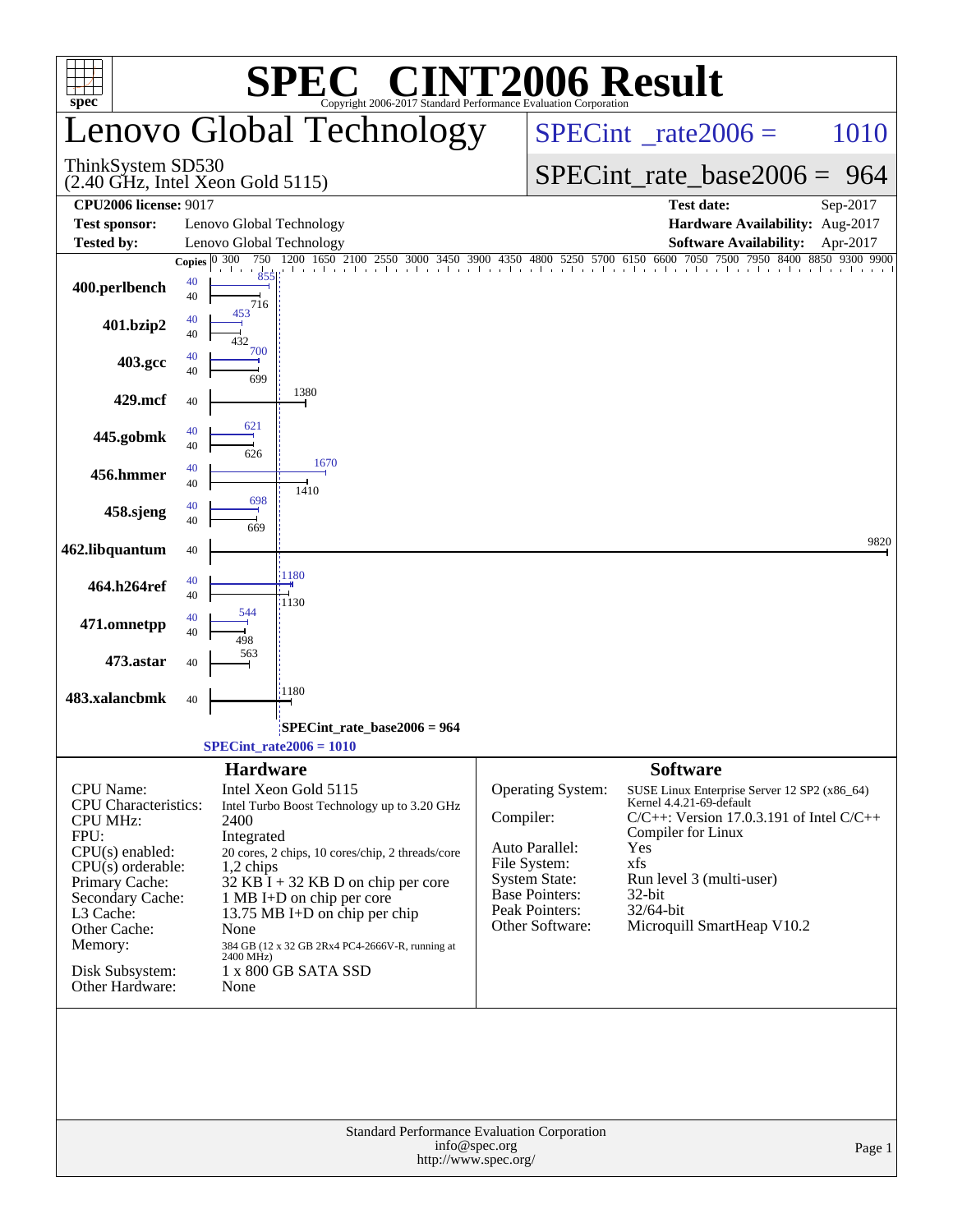# SPEC® CINT2006 Result

Copyright 2006-2017 Standard Performance Evaluation Corporation

## Lenovo Global Technology

ThinkSystem SD530
(2.40 GHz, Intel Xeon Gold 5115)

**SPECint_rate2006 = 1010**

**SPECint_rate_base2006 = 964**

| | | | |
|---|---|---|---|
| **CPU2006 license:** 9017 | | **Test date:** | Sep-2017 |
| **Test sponsor:** | Lenovo Global Technology | **Hardware Availability:** | Aug-2017 |
| **Tested by:** | Lenovo Global Technology | **Software Availability:** | Apr-2017 |

| Benchmark | Copies (peak) | Peak | Copies (base) | Base |
|---|---|---|---|---|
| 400.perlbench | 40 | 855 | 40 | 716 |
| 401.bzip2 | 40 | 453 | 40 | 432 |
| 403.gcc | 40 | 700 | 40 | 699 |
| 429.mcf | | | 40 | 1380 |
| 445.gobmk | 40 | 621 | 40 | 626 |
| 456.hmmer | 40 | 1670 | 40 | 1410 |
| 458.sjeng | 40 | 698 | 40 | 669 |
| 462.libquantum | | | 40 | 9820 |
| 464.h264ref | 40 | 1180 | 40 | 1130 |
| 471.omnetpp | 40 | 544 | 40 | 498 |
| 473.astar | | | 40 | 563 |
| 483.xalancbmk | | | 40 | 1180 |

SPECint_rate_base2006 = 964

SPECint_rate2006 = 1010

### Hardware

| | |
|---|---|
| CPU Name: | Intel Xeon Gold 5115 |
| CPU Characteristics: | Intel Turbo Boost Technology up to 3.20 GHz |
| CPU MHz: | 2400 |
| FPU: | Integrated |
| CPU(s) enabled: | 20 cores, 2 chips, 10 cores/chip, 2 threads/core |
| CPU(s) orderable: | 1,2 chips |
| Primary Cache: | 32 KB I + 32 KB D on chip per core |
| Secondary Cache: | 1 MB I+D on chip per core |
| L3 Cache: | 13.75 MB I+D on chip per chip |
| Other Cache: | None |
| Memory: | 384 GB (12 x 32 GB 2Rx4 PC4-2666V-R, running at 2400 MHz) |
| Disk Subsystem: | 1 x 800 GB SATA SSD |
| Other Hardware: | None |

### Software

| | |
|---|---|
| Operating System: | SUSE Linux Enterprise Server 12 SP2 (x86_64) Kernel 4.4.21-69-default |
| Compiler: | C/C++: Version 17.0.3.191 of Intel C/C++ Compiler for Linux |
| Auto Parallel: | Yes |
| File System: | xfs |
| System State: | Run level 3 (multi-user) |
| Base Pointers: | 32-bit |
| Peak Pointers: | 32/64-bit |
| Other Software: | Microquill SmartHeap V10.2 |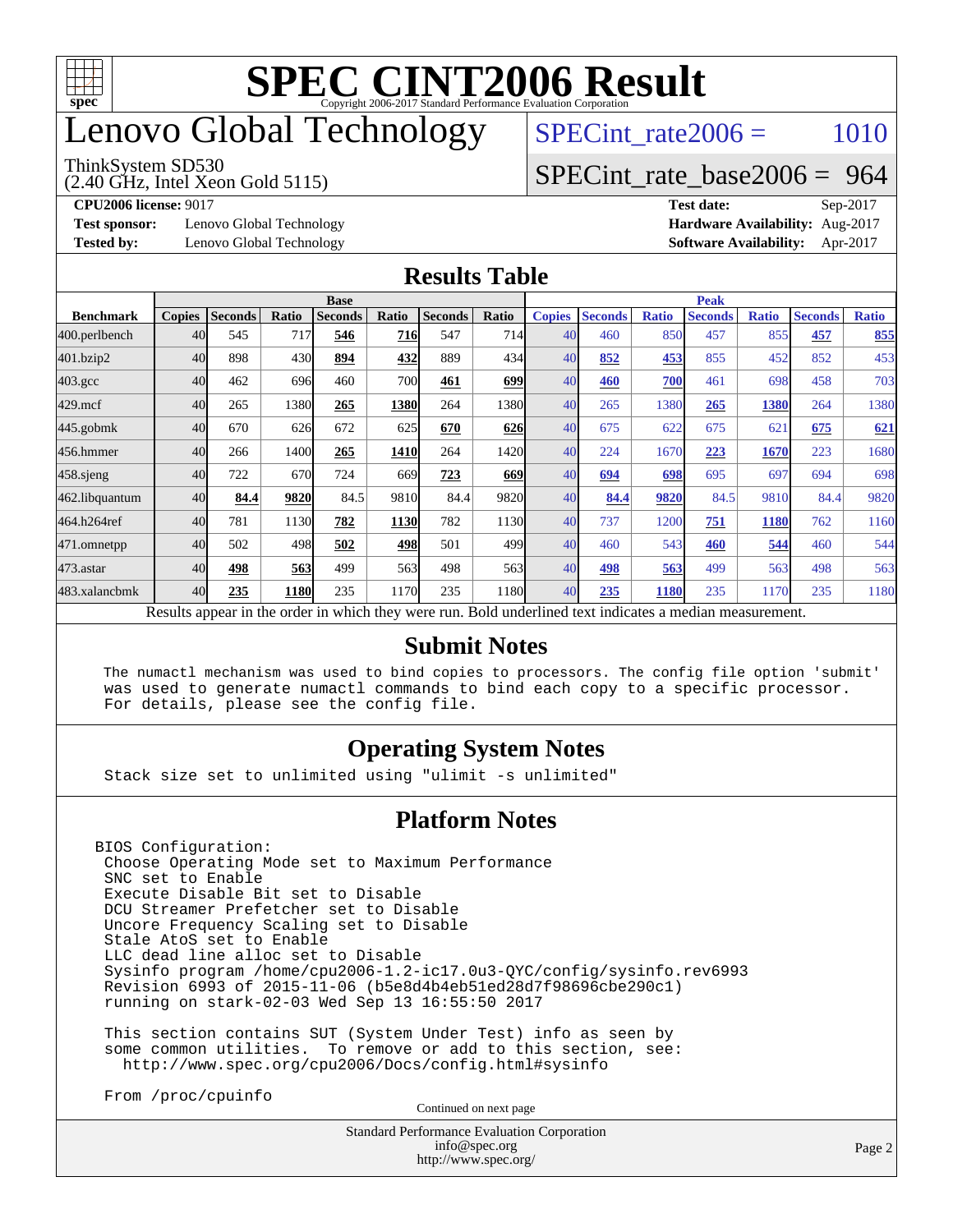# SPEC CINT2006 Result

Copyright 2006-2017 Standard Performance Evaluation Corporation

# Lenovo Global Technology

ThinkSystem SD530
(2.40 GHz, Intel Xeon Gold 5115)

SPECint_rate2006 = 1010

SPECint_rate_base2006 = 964

**CPU2006 license:** 9017
**Test sponsor:** Lenovo Global Technology
**Tested by:** Lenovo Global Technology

**Test date:** Sep-2017
**Hardware Availability:** Aug-2017
**Software Availability:** Apr-2017

## Results Table

| Benchmark | Base | | | | | | | Peak | | | | | | |
|---|---|---|---|---|---|---|---|---|---|---|---|---|---|---|
| | Copies | Seconds | Ratio | Seconds | Ratio | Seconds | Ratio | Copies | Seconds | Ratio | Seconds | Ratio | Seconds | Ratio |
| 400.perlbench | 40 | 545 | 717 | **546** | **716** | 547 | 714 | 40 | 460 | 850 | 457 | 855 | **457** | **855** |
| 401.bzip2 | 40 | 898 | 430 | **894** | **432** | 889 | 434 | 40 | **852** | **453** | 855 | 452 | 852 | 453 |
| 403.gcc | 40 | 462 | 696 | 460 | 700 | **461** | **699** | 40 | **460** | **700** | 461 | 698 | 458 | 703 |
| 429.mcf | 40 | 265 | 1380 | **265** | **1380** | 264 | 1380 | 40 | 265 | 1380 | **265** | **1380** | 264 | 1380 |
| 445.gobmk | 40 | 670 | 626 | 672 | 625 | **670** | **626** | 40 | 675 | 622 | 675 | 621 | **675** | **621** |
| 456.hmmer | 40 | 266 | 1400 | **265** | **1410** | 264 | 1420 | 40 | 224 | 1670 | **223** | **1670** | 223 | 1680 |
| 458.sjeng | 40 | 722 | 670 | 724 | 669 | **723** | **669** | 40 | **694** | **698** | 695 | 697 | 694 | 698 |
| 462.libquantum | 40 | **84.4** | **9820** | 84.5 | 9810 | 84.4 | 9820 | 40 | **84.4** | **9820** | 84.5 | 9810 | 84.4 | 9820 |
| 464.h264ref | 40 | 781 | 1130 | **782** | **1130** | 782 | 1130 | 40 | 737 | 1200 | **751** | **1180** | 762 | 1160 |
| 471.omnetpp | 40 | 502 | 498 | **502** | **498** | 501 | 499 | 40 | 460 | 543 | **460** | **544** | 460 | 544 |
| 473.astar | 40 | **498** | **563** | 499 | 563 | 498 | 563 | 40 | **498** | **563** | 499 | 563 | 498 | 563 |
| 483.xalancbmk | 40 | **235** | **1180** | 235 | 1170 | 235 | 1180 | 40 | **235** | **1180** | 235 | 1170 | 235 | 1180 |

Results appear in the order in which they were run. Bold underlined text indicates a median measurement.

## Submit Notes

```
The numactl mechanism was used to bind copies to processors. The config file option 'submit'
was used to generate numactl commands to bind each copy to a specific processor.
For details, please see the config file.
```

## Operating System Notes

```
Stack size set to unlimited using "ulimit -s unlimited"
```

## Platform Notes

```
BIOS Configuration:
 Choose Operating Mode set to Maximum Performance
 SNC set to Enable
 Execute Disable Bit set to Disable
 DCU Streamer Prefetcher set to Disable
 Uncore Frequency Scaling set to Disable
 Stale AtoS set to Enable
 LLC dead line alloc set to Disable
 Sysinfo program /home/cpu2006-1.2-ic17.0u3-QYC/config/sysinfo.rev6993
 Revision 6993 of 2015-11-06 (b5e8d4b4eb51ed28d7f98696cbe290c1)
 running on stark-02-03 Wed Sep 13 16:55:50 2017

 This section contains SUT (System Under Test) info as seen by
 some common utilities.  To remove or add to this section, see:
   http://www.spec.org/cpu2006/Docs/config.html#sysinfo

 From /proc/cpuinfo
```

Continued on next page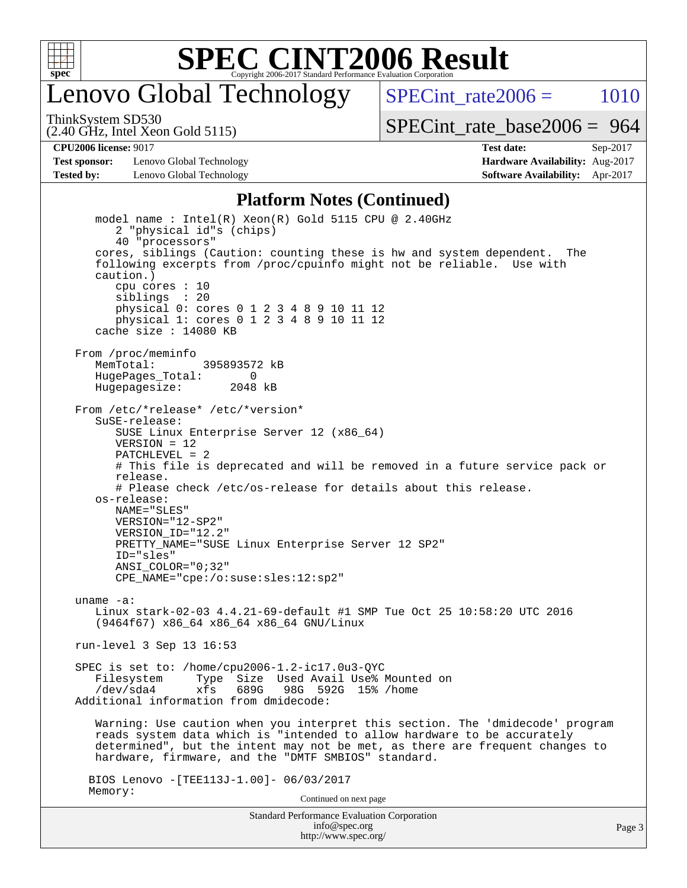# SPEC CINT2006 Result

## Lenovo Global Technology

ThinkSystem SD530
(2.40 GHz, Intel Xeon Gold 5115)

SPECint_rate2006 = 1010

SPECint_rate_base2006 = 964

| | | | |
|---|---|---|---|
| **CPU2006 license:** 9017 | | **Test date:** | Sep-2017 |
| **Test sponsor:** | Lenovo Global Technology | **Hardware Availability:** | Aug-2017 |
| **Tested by:** | Lenovo Global Technology | **Software Availability:** | Apr-2017 |

### Platform Notes (Continued)

```
      model name : Intel(R) Xeon(R) Gold 5115 CPU @ 2.40GHz
         2 "physical id"s (chips)
         40 "processors"
      cores, siblings (Caution: counting these is hw and system dependent.  The
      following excerpts from /proc/cpuinfo might not be reliable.  Use with
      caution.)
         cpu cores : 10
         siblings  : 20
         physical 0: cores 0 1 2 3 4 8 9 10 11 12
         physical 1: cores 0 1 2 3 4 8 9 10 11 12
      cache size : 14080 KB

   From /proc/meminfo
      MemTotal:       395893572 kB
      HugePages_Total:       0
      Hugepagesize:       2048 kB

   From /etc/*release* /etc/*version*
      SuSE-release:
         SUSE Linux Enterprise Server 12 (x86_64)
         VERSION = 12
         PATCHLEVEL = 2
         # This file is deprecated and will be removed in a future service pack or
         release.
         # Please check /etc/os-release for details about this release.
      os-release:
         NAME="SLES"
         VERSION="12-SP2"
         VERSION_ID="12.2"
         PRETTY_NAME="SUSE Linux Enterprise Server 12 SP2"
         ID="sles"
         ANSI_COLOR="0;32"
         CPE_NAME="cpe:/o:suse:sles:12:sp2"

   uname -a:
      Linux stark-02-03 4.4.21-69-default #1 SMP Tue Oct 25 10:58:20 UTC 2016
      (9464f67) x86_64 x86_64 x86_64 GNU/Linux

   run-level 3 Sep 13 16:53

   SPEC is set to: /home/cpu2006-1.2-ic17.0u3-QYC
      Filesystem     Type  Size  Used Avail Use% Mounted on
      /dev/sda4      xfs   689G   98G  592G  15% /home
   Additional information from dmidecode:

      Warning: Use caution when you interpret this section. The 'dmidecode' program
      reads system data which is "intended to allow hardware to be accurately
      determined", but the intent may not be met, as there are frequent changes to
      hardware, firmware, and the "DMTF SMBIOS" standard.

     BIOS Lenovo -[TEE113J-1.00]- 06/03/2017
     Memory:
```

Continued on next page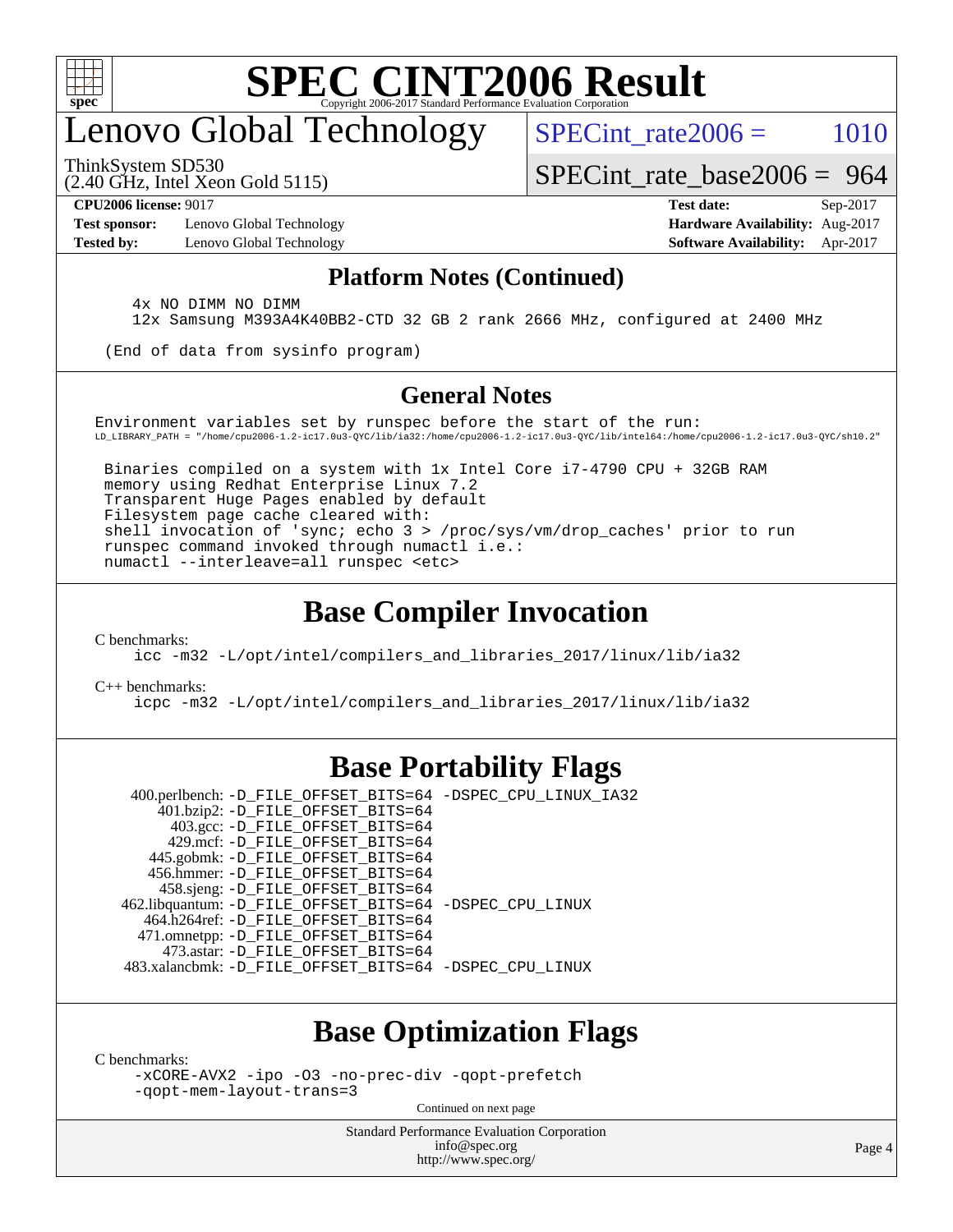# SPEC CINT2006 Result

Copyright 2006-2017 Standard Performance Evaluation Corporation

# Lenovo Global Technology

ThinkSystem SD530
(2.40 GHz, Intel Xeon Gold 5115)

SPECint_rate2006 = 1010

SPECint_rate_base2006 = 964

**CPU2006 license:** 9017
**Test sponsor:** Lenovo Global Technology
**Tested by:** Lenovo Global Technology

**Test date:** Sep-2017
**Hardware Availability:** Aug-2017
**Software Availability:** Apr-2017

## Platform Notes (Continued)

```
    4x NO DIMM NO DIMM
    12x Samsung M393A4K40BB2-CTD 32 GB 2 rank 2666 MHz, configured at 2400 MHz

 (End of data from sysinfo program)
```

## General Notes

```
Environment variables set by runspec before the start of the run:
LD_LIBRARY_PATH = "/home/cpu2006-1.2-ic17.0u3-QYC/lib/ia32:/home/cpu2006-1.2-ic17.0u3-QYC/lib/intel64:/home/cpu2006-1.2-ic17.0u3-QYC/sh10.2"

 Binaries compiled on a system with 1x Intel Core i7-4790 CPU + 32GB RAM
 memory using Redhat Enterprise Linux 7.2
 Transparent Huge Pages enabled by default
 Filesystem page cache cleared with:
 shell invocation of 'sync; echo 3 > /proc/sys/vm/drop_caches' prior to run
 runspec command invoked through numactl i.e.:
 numactl --interleave=all runspec <etc>
```

## Base Compiler Invocation

C benchmarks:
```
icc -m32 -L/opt/intel/compilers_and_libraries_2017/linux/lib/ia32
```

C++ benchmarks:
```
icpc -m32 -L/opt/intel/compilers_and_libraries_2017/linux/lib/ia32
```

## Base Portability Flags

| Benchmark | Flags |
|---|---|
| 400.perlbench: | -D_FILE_OFFSET_BITS=64 -DSPEC_CPU_LINUX_IA32 |
| 401.bzip2: | -D_FILE_OFFSET_BITS=64 |
| 403.gcc: | -D_FILE_OFFSET_BITS=64 |
| 429.mcf: | -D_FILE_OFFSET_BITS=64 |
| 445.gobmk: | -D_FILE_OFFSET_BITS=64 |
| 456.hmmer: | -D_FILE_OFFSET_BITS=64 |
| 458.sjeng: | -D_FILE_OFFSET_BITS=64 |
| 462.libquantum: | -D_FILE_OFFSET_BITS=64 -DSPEC_CPU_LINUX |
| 464.h264ref: | -D_FILE_OFFSET_BITS=64 |
| 471.omnetpp: | -D_FILE_OFFSET_BITS=64 |
| 473.astar: | -D_FILE_OFFSET_BITS=64 |
| 483.xalancbmk: | -D_FILE_OFFSET_BITS=64 -DSPEC_CPU_LINUX |

## Base Optimization Flags

C benchmarks:
```
-xCORE-AVX2 -ipo -O3 -no-prec-div -qopt-prefetch
-qopt-mem-layout-trans=3
```

Continued on next page

Standard Performance Evaluation Corporation
info@spec.org
http://www.spec.org/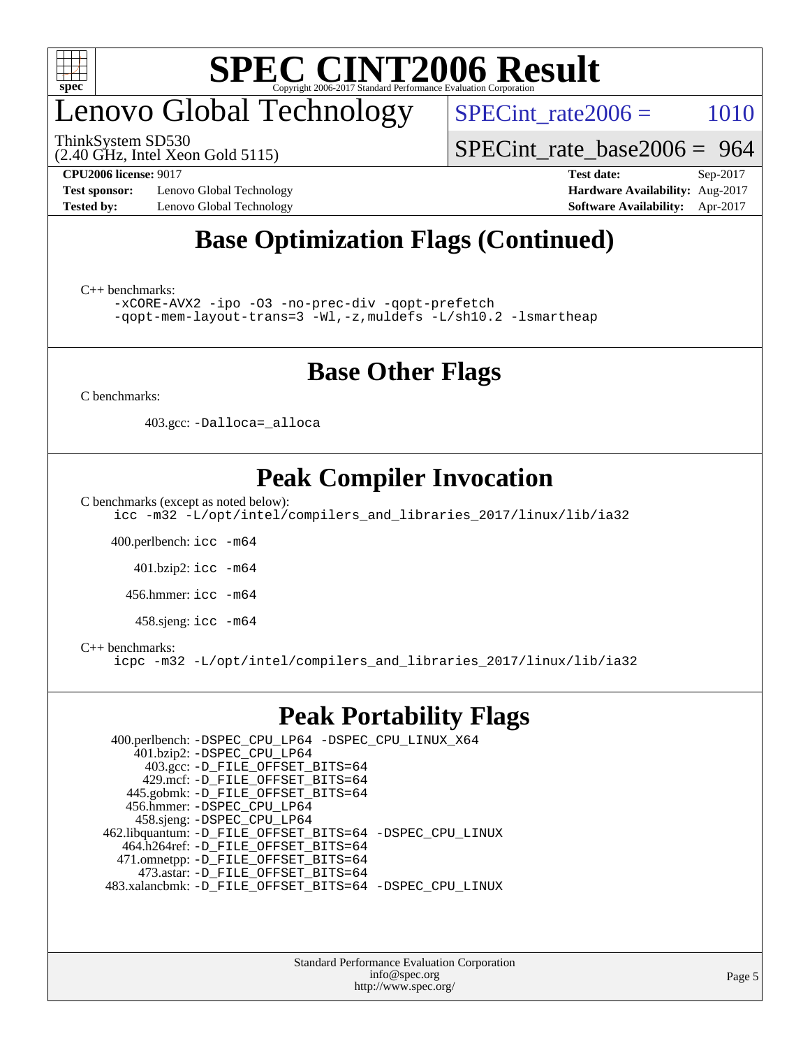# Lenovo Global Technology

ThinkSystem SD530
(2.40 GHz, Intel Xeon Gold 5115)

SPECint_rate2006 = 1010

SPECint_rate_base2006 = 964

**CPU2006 license:** 9017
**Test sponsor:** Lenovo Global Technology
**Tested by:** Lenovo Global Technology

**Test date:** Sep-2017
**Hardware Availability:** Aug-2017
**Software Availability:** Apr-2017

## Base Optimization Flags (Continued)

C++ benchmarks:

```
-xCORE-AVX2 -ipo -O3 -no-prec-div -qopt-prefetch
-qopt-mem-layout-trans=3 -Wl,-z,muldefs -L/sh10.2 -lsmartheap
```

## Base Other Flags

C benchmarks:

403.gcc: `-Dalloca=_alloca`

## Peak Compiler Invocation

C benchmarks (except as noted below):

```
icc -m32 -L/opt/intel/compilers_and_libraries_2017/linux/lib/ia32
```

400.perlbench: `icc -m64`

401.bzip2: `icc -m64`

456.hmmer: `icc -m64`

458.sjeng: `icc -m64`

C++ benchmarks:

```
icpc -m32 -L/opt/intel/compilers_and_libraries_2017/linux/lib/ia32
```

## Peak Portability Flags

400.perlbench: `-DSPEC_CPU_LP64 -DSPEC_CPU_LINUX_X64`
401.bzip2: `-DSPEC_CPU_LP64`
403.gcc: `-D_FILE_OFFSET_BITS=64`
429.mcf: `-D_FILE_OFFSET_BITS=64`
445.gobmk: `-D_FILE_OFFSET_BITS=64`
456.hmmer: `-DSPEC_CPU_LP64`
458.sjeng: `-DSPEC_CPU_LP64`
462.libquantum: `-D_FILE_OFFSET_BITS=64 -DSPEC_CPU_LINUX`
464.h264ref: `-D_FILE_OFFSET_BITS=64`
471.omnetpp: `-D_FILE_OFFSET_BITS=64`
473.astar: `-D_FILE_OFFSET_BITS=64`
483.xalancbmk: `-D_FILE_OFFSET_BITS=64 -DSPEC_CPU_LINUX`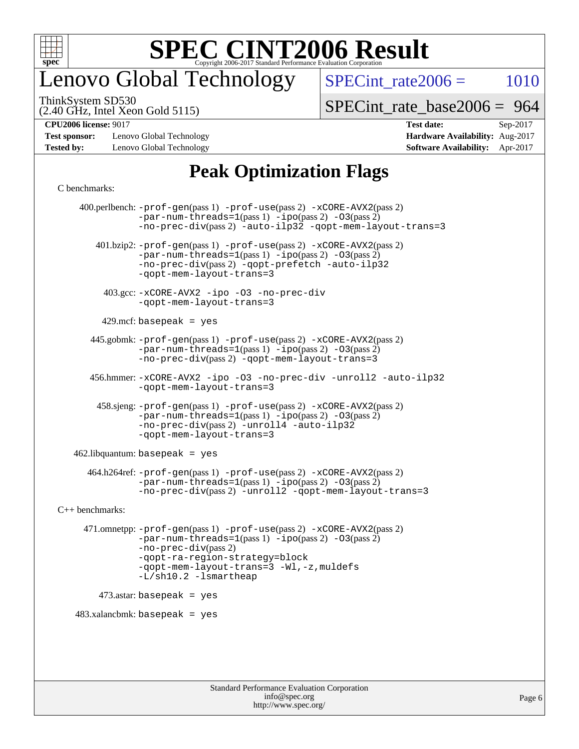# SPEC CINT2006 Result

Copyright 2006-2017 Standard Performance Evaluation Corporation

# Lenovo Global Technology

ThinkSystem SD530
(2.40 GHz, Intel Xeon Gold 5115)

SPECint_rate2006 = 1010

SPECint_rate_base2006 = 964

| | | | |
|---|---|---|---|
| **CPU2006 license:** 9017 | | **Test date:** | Sep-2017 |
| **Test sponsor:** | Lenovo Global Technology | **Hardware Availability:** | Aug-2017 |
| **Tested by:** | Lenovo Global Technology | **Software Availability:** | Apr-2017 |

## Peak Optimization Flags

C benchmarks:

400.perlbench: `-prof-gen`(pass 1) `-prof-use`(pass 2) `-xCORE-AVX2`(pass 2) `-par-num-threads=1`(pass 1) `-ipo`(pass 2) `-O3`(pass 2) `-no-prec-div`(pass 2) `-auto-ilp32` `-qopt-mem-layout-trans=3`

401.bzip2: `-prof-gen`(pass 1) `-prof-use`(pass 2) `-xCORE-AVX2`(pass 2) `-par-num-threads=1`(pass 1) `-ipo`(pass 2) `-O3`(pass 2) `-no-prec-div`(pass 2) `-qopt-prefetch` `-auto-ilp32` `-qopt-mem-layout-trans=3`

403.gcc: `-xCORE-AVX2` `-ipo` `-O3` `-no-prec-div` `-qopt-mem-layout-trans=3`

429.mcf: `basepeak = yes`

445.gobmk: `-prof-gen`(pass 1) `-prof-use`(pass 2) `-xCORE-AVX2`(pass 2) `-par-num-threads=1`(pass 1) `-ipo`(pass 2) `-O3`(pass 2) `-no-prec-div`(pass 2) `-qopt-mem-layout-trans=3`

456.hmmer: `-xCORE-AVX2` `-ipo` `-O3` `-no-prec-div` `-unroll2` `-auto-ilp32` `-qopt-mem-layout-trans=3`

458.sjeng: `-prof-gen`(pass 1) `-prof-use`(pass 2) `-xCORE-AVX2`(pass 2) `-par-num-threads=1`(pass 1) `-ipo`(pass 2) `-O3`(pass 2) `-no-prec-div`(pass 2) `-unroll4` `-auto-ilp32` `-qopt-mem-layout-trans=3`

462.libquantum: `basepeak = yes`

464.h264ref: `-prof-gen`(pass 1) `-prof-use`(pass 2) `-xCORE-AVX2`(pass 2) `-par-num-threads=1`(pass 1) `-ipo`(pass 2) `-O3`(pass 2) `-no-prec-div`(pass 2) `-unroll2` `-qopt-mem-layout-trans=3`

C++ benchmarks:

471.omnetpp: `-prof-gen`(pass 1) `-prof-use`(pass 2) `-xCORE-AVX2`(pass 2) `-par-num-threads=1`(pass 1) `-ipo`(pass 2) `-O3`(pass 2) `-no-prec-div`(pass 2) `-qopt-ra-region-strategy=block` `-qopt-mem-layout-trans=3` `-Wl,-z,muldefs` `-L/sh10.2` `-lsmartheap`

473.astar: `basepeak = yes`

483.xalancbmk: `basepeak = yes`

Standard Performance Evaluation Corporation
info@spec.org
http://www.spec.org/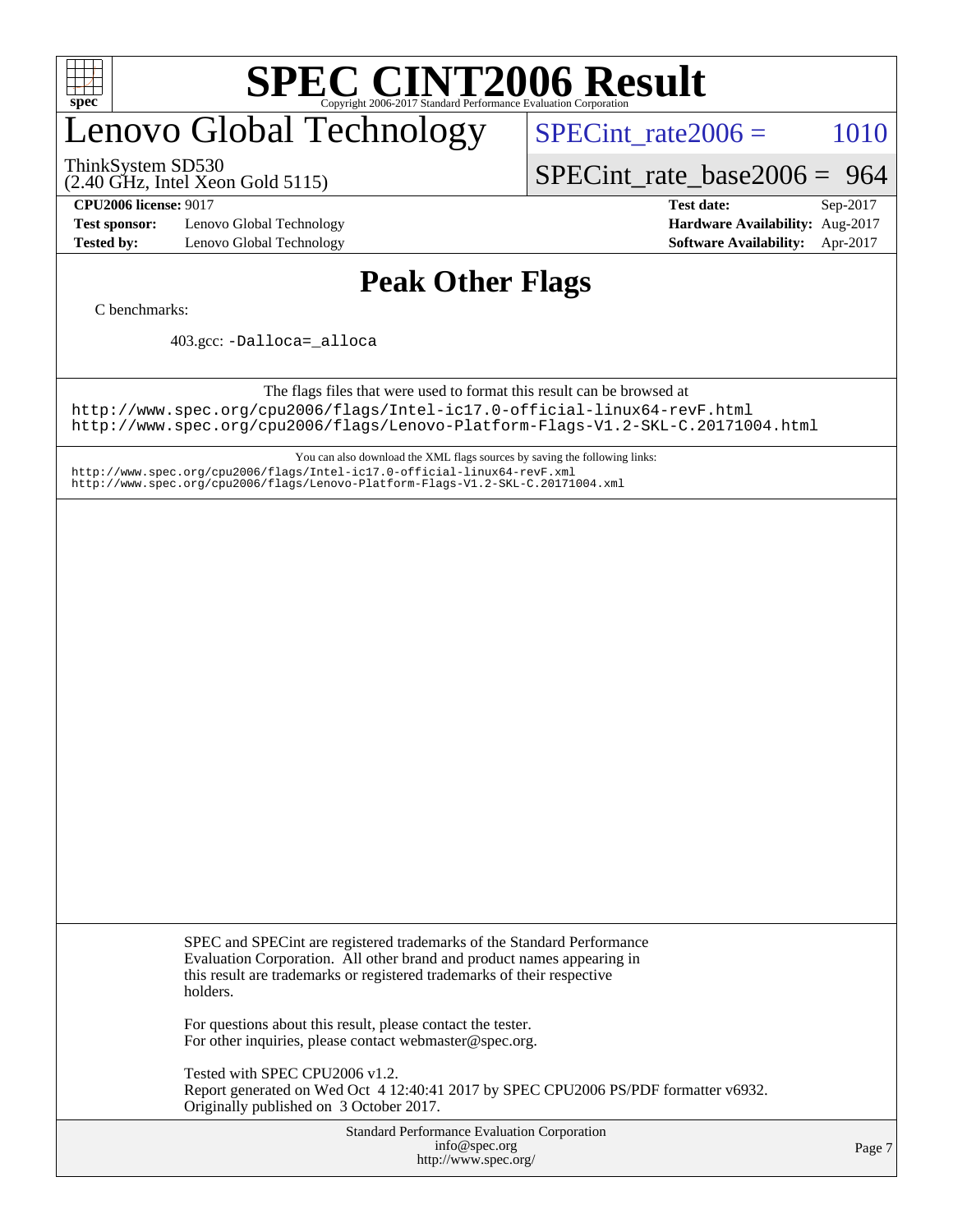# Peak Other Flags

C benchmarks:

403.gcc: -Dalloca=_alloca

The flags files that were used to format this result can be browsed at
http://www.spec.org/cpu2006/flags/Intel-ic17.0-official-linux64-revF.html
http://www.spec.org/cpu2006/flags/Lenovo-Platform-Flags-V1.2-SKL-C.20171004.html

You can also download the XML flags sources by saving the following links:
http://www.spec.org/cpu2006/flags/Intel-ic17.0-official-linux64-revF.xml
http://www.spec.org/cpu2006/flags/Lenovo-Platform-Flags-V1.2-SKL-C.20171004.xml

SPEC and SPECint are registered trademarks of the Standard Performance Evaluation Corporation. All other brand and product names appearing in this result are trademarks or registered trademarks of their respective holders.

For questions about this result, please contact the tester.
For other inquiries, please contact webmaster@spec.org.

Tested with SPEC CPU2006 v1.2.
Report generated on Wed Oct 4 12:40:41 2017 by SPEC CPU2006 PS/PDF formatter v6932.
Originally published on 3 October 2017.